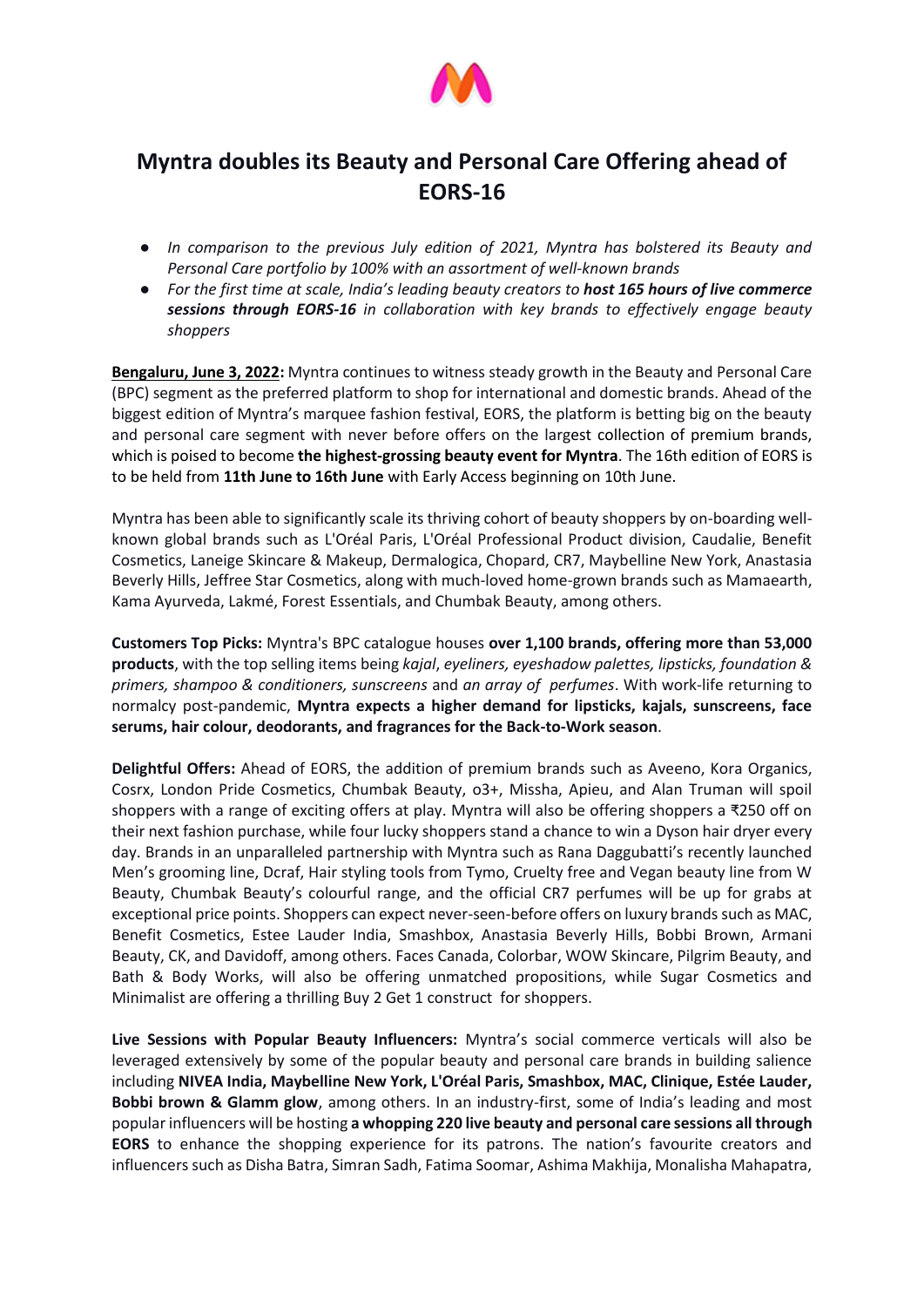# Myntra doubles its Beauty and Personal Care Offering ahead of EORS-16

- *In comparison to the previous July edition of 2021, Myntra has bolstered its Beauty and Personal Care portfolio by 100% with an assortment of well-known brands*
- *For the first time at scale, India's leading beauty creators to **host 165 hours of live commerce sessions through EORS-16** in collaboration with key brands to effectively engage beauty shoppers*

**Bengaluru, June 3, 2022:** Myntra continues to witness steady growth in the Beauty and Personal Care (BPC) segment as the preferred platform to shop for international and domestic brands. Ahead of the biggest edition of Myntra's marquee fashion festival, EORS, the platform is betting big on the beauty and personal care segment with never before offers on the largest collection of premium brands, which is poised to become **the highest-grossing beauty event for Myntra**. The 16th edition of EORS is to be held from **11th June to 16th June** with Early Access beginning on 10th June.

Myntra has been able to significantly scale its thriving cohort of beauty shoppers by on-boarding well-known global brands such as L'Oréal Paris, L'Oréal Professional Product division, Caudalie, Benefit Cosmetics, Laneige Skincare & Makeup, Dermalogica, Chopard, CR7, Maybelline New York, Anastasia Beverly Hills, Jeffree Star Cosmetics, along with much-loved home-grown brands such as Mamaearth, Kama Ayurveda, Lakmé, Forest Essentials, and Chumbak Beauty, among others.

**Customers Top Picks:** Myntra's BPC catalogue houses **over 1,100 brands, offering more than 53,000 products**, with the top selling items being *kajal*, *eyeliners, eyeshadow palettes, lipsticks, foundation & primers, shampoo & conditioners, sunscreens* and *an array of perfumes*. With work-life returning to normalcy post-pandemic, **Myntra expects a higher demand for lipsticks, kajals, sunscreens, face serums, hair colour, deodorants, and fragrances for the Back-to-Work season**.

**Delightful Offers:** Ahead of EORS, the addition of premium brands such as Aveeno, Kora Organics, Cosrx, London Pride Cosmetics, Chumbak Beauty, o3+, Missha, Apieu, and Alan Truman will spoil shoppers with a range of exciting offers at play. Myntra will also be offering shoppers a ₹250 off on their next fashion purchase, while four lucky shoppers stand a chance to win a Dyson hair dryer every day. Brands in an unparalleled partnership with Myntra such as Rana Daggubatti's recently launched Men's grooming line, Dcraf, Hair styling tools from Tymo, Cruelty free and Vegan beauty line from W Beauty, Chumbak Beauty's colourful range, and the official CR7 perfumes will be up for grabs at exceptional price points. Shoppers can expect never-seen-before offers on luxury brands such as MAC, Benefit Cosmetics, Estee Lauder India, Smashbox, Anastasia Beverly Hills, Bobbi Brown, Armani Beauty, CK, and Davidoff, among others. Faces Canada, Colorbar, WOW Skincare, Pilgrim Beauty, and Bath & Body Works, will also be offering unmatched propositions, while Sugar Cosmetics and Minimalist are offering a thrilling Buy 2 Get 1 construct for shoppers.

**Live Sessions with Popular Beauty Influencers:** Myntra's social commerce verticals will also be leveraged extensively by some of the popular beauty and personal care brands in building salience including **NIVEA India, Maybelline New York, L'Oréal Paris, Smashbox, MAC, Clinique, Estée Lauder, Bobbi brown & Glamm glow**, among others. In an industry-first, some of India's leading and most popular influencers will be hosting **a whopping 220 live beauty and personal care sessions all through EORS** to enhance the shopping experience for its patrons. The nation's favourite creators and influencers such as Disha Batra, Simran Sadh, Fatima Soomar, Ashima Makhija, Monalisha Mahapatra,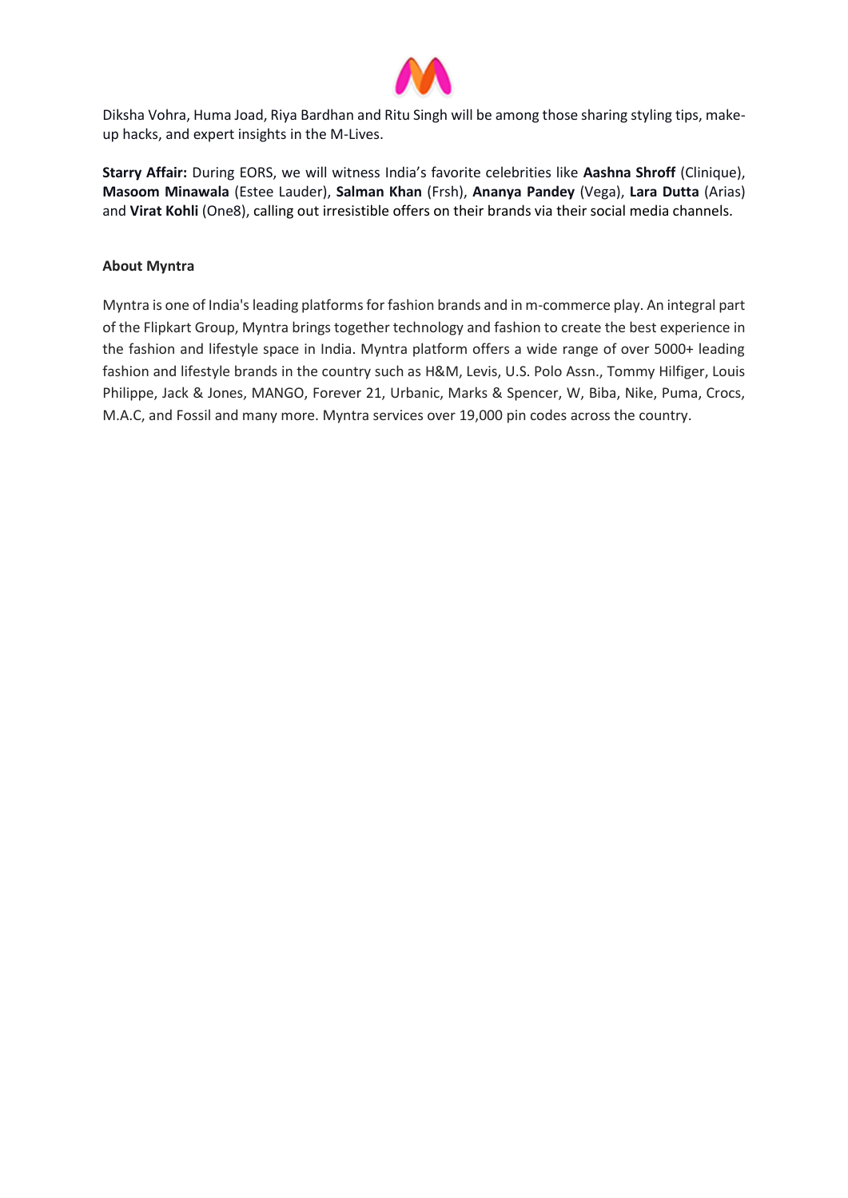Diksha Vohra, Huma Joad, Riya Bardhan and Ritu Singh will be among those sharing styling tips, make-up hacks, and expert insights in the M-Lives.

**Starry Affair:** During EORS, we will witness India's favorite celebrities like **Aashna Shroff** (Clinique), **Masoom Minawala** (Estee Lauder), **Salman Khan** (Frsh), **Ananya Pandey** (Vega), **Lara Dutta** (Arias) and **Virat Kohli** (One8), calling out irresistible offers on their brands via their social media channels.

**About Myntra**

Myntra is one of India's leading platforms for fashion brands and in m-commerce play. An integral part of the Flipkart Group, Myntra brings together technology and fashion to create the best experience in the fashion and lifestyle space in India. Myntra platform offers a wide range of over 5000+ leading fashion and lifestyle brands in the country such as H&M, Levis, U.S. Polo Assn., Tommy Hilfiger, Louis Philippe, Jack & Jones, MANGO, Forever 21, Urbanic, Marks & Spencer, W, Biba, Nike, Puma, Crocs, M.A.C, and Fossil and many more. Myntra services over 19,000 pin codes across the country.